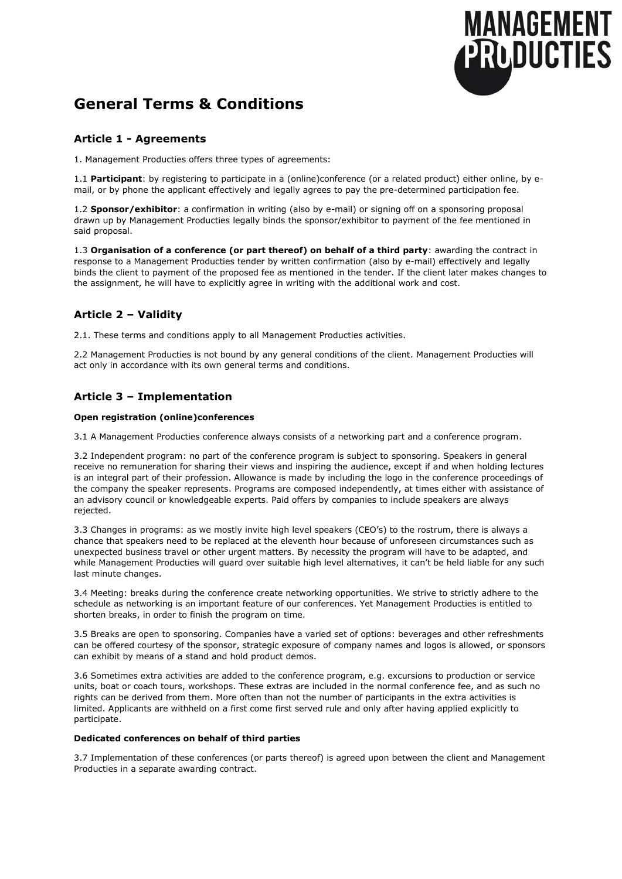# General Terms & Conditions

## Article 1 - Agreements

1. Management Producties offers three types of agreements:

1.1 **Participant**: by registering to participate in a (online)conference (or a related product) either online, by e-mail, or by phone the applicant effectively and legally agrees to pay the pre-determined participation fee.

1.2 **Sponsor/exhibitor**: a confirmation in writing (also by e-mail) or signing off on a sponsoring proposal drawn up by Management Producties legally binds the sponsor/exhibitor to payment of the fee mentioned in said proposal.

1.3 **Organisation of a conference (or part thereof) on behalf of a third party**: awarding the contract in response to a Management Producties tender by written confirmation (also by e-mail) effectively and legally binds the client to payment of the proposed fee as mentioned in the tender. If the client later makes changes to the assignment, he will have to explicitly agree in writing with the additional work and cost.

## Article 2 – Validity

2.1. These terms and conditions apply to all Management Producties activities.

2.2 Management Producties is not bound by any general conditions of the client. Management Producties will act only in accordance with its own general terms and conditions.

## Article 3 – Implementation

**Open registration (online)conferences**

3.1 A Management Producties conference always consists of a networking part and a conference program.

3.2 Independent program: no part of the conference program is subject to sponsoring. Speakers in general receive no remuneration for sharing their views and inspiring the audience, except if and when holding lectures is an integral part of their profession. Allowance is made by including the logo in the conference proceedings of the company the speaker represents. Programs are composed independently, at times either with assistance of an advisory council or knowledgeable experts. Paid offers by companies to include speakers are always rejected.

3.3 Changes in programs: as we mostly invite high level speakers (CEO's) to the rostrum, there is always a chance that speakers need to be replaced at the eleventh hour because of unforeseen circumstances such as unexpected business travel or other urgent matters. By necessity the program will have to be adapted, and while Management Producties will guard over suitable high level alternatives, it can't be held liable for any such last minute changes.

3.4 Meeting: breaks during the conference create networking opportunities. We strive to strictly adhere to the schedule as networking is an important feature of our conferences. Yet Management Producties is entitled to shorten breaks, in order to finish the program on time.

3.5 Breaks are open to sponsoring. Companies have a varied set of options: beverages and other refreshments can be offered courtesy of the sponsor, strategic exposure of company names and logos is allowed, or sponsors can exhibit by means of a stand and hold product demos.

3.6 Sometimes extra activities are added to the conference program, e.g. excursions to production or service units, boat or coach tours, workshops. These extras are included in the normal conference fee, and as such no rights can be derived from them. More often than not the number of participants in the extra activities is limited. Applicants are withheld on a first come first served rule and only after having applied explicitly to participate.

**Dedicated conferences on behalf of third parties**

3.7 Implementation of these conferences (or parts thereof) is agreed upon between the client and Management Producties in a separate awarding contract.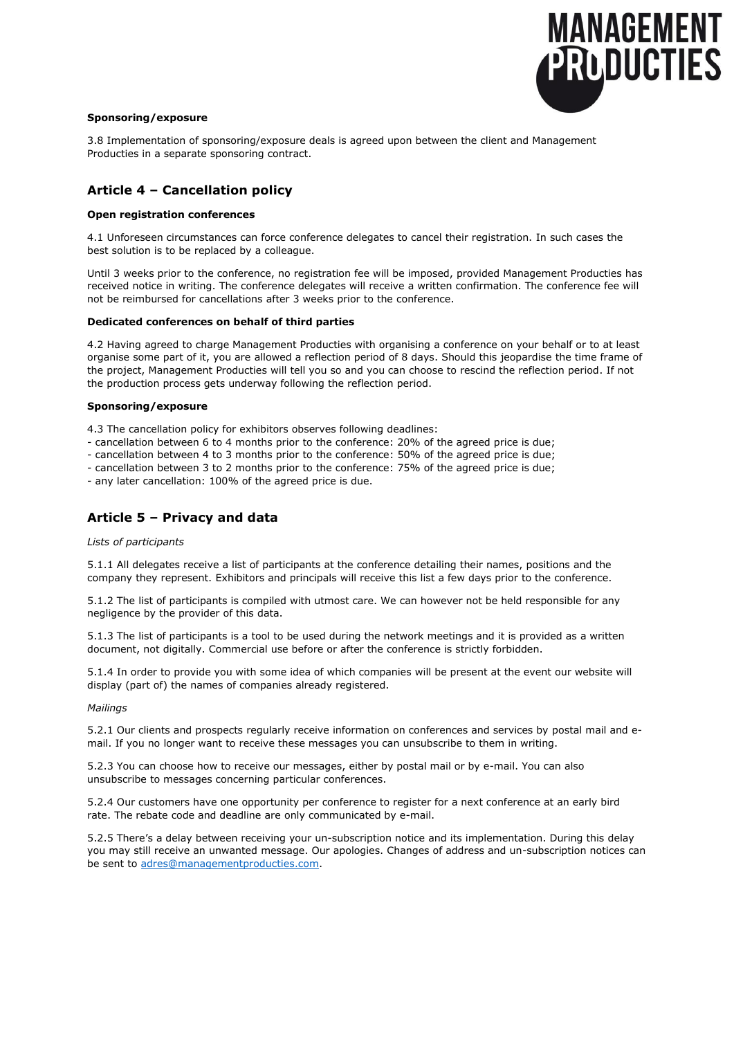**Sponsoring/exposure**

3.8 Implementation of sponsoring/exposure deals is agreed upon between the client and Management Producties in a separate sponsoring contract.

## Article 4 – Cancellation policy

**Open registration conferences**

4.1 Unforeseen circumstances can force conference delegates to cancel their registration. In such cases the best solution is to be replaced by a colleague.

Until 3 weeks prior to the conference, no registration fee will be imposed, provided Management Producties has received notice in writing. The conference delegates will receive a written confirmation. The conference fee will not be reimbursed for cancellations after 3 weeks prior to the conference.

**Dedicated conferences on behalf of third parties**

4.2 Having agreed to charge Management Producties with organising a conference on your behalf or to at least organise some part of it, you are allowed a reflection period of 8 days. Should this jeopardise the time frame of the project, Management Producties will tell you so and you can choose to rescind the reflection period. If not the production process gets underway following the reflection period.

**Sponsoring/exposure**

4.3 The cancellation policy for exhibitors observes following deadlines:
- cancellation between 6 to 4 months prior to the conference: 20% of the agreed price is due;
- cancellation between 4 to 3 months prior to the conference: 50% of the agreed price is due;
- cancellation between 3 to 2 months prior to the conference: 75% of the agreed price is due;
- any later cancellation: 100% of the agreed price is due.

## Article 5 – Privacy and data

*Lists of participants*

5.1.1 All delegates receive a list of participants at the conference detailing their names, positions and the company they represent. Exhibitors and principals will receive this list a few days prior to the conference.

5.1.2 The list of participants is compiled with utmost care. We can however not be held responsible for any negligence by the provider of this data.

5.1.3 The list of participants is a tool to be used during the network meetings and it is provided as a written document, not digitally. Commercial use before or after the conference is strictly forbidden.

5.1.4 In order to provide you with some idea of which companies will be present at the event our website will display (part of) the names of companies already registered.

*Mailings*

5.2.1 Our clients and prospects regularly receive information on conferences and services by postal mail and e-mail. If you no longer want to receive these messages you can unsubscribe to them in writing.

5.2.3 You can choose how to receive our messages, either by postal mail or by e-mail. You can also unsubscribe to messages concerning particular conferences.

5.2.4 Our customers have one opportunity per conference to register for a next conference at an early bird rate. The rebate code and deadline are only communicated by e-mail.

5.2.5 There's a delay between receiving your un-subscription notice and its implementation. During this delay you may still receive an unwanted message. Our apologies. Changes of address and un-subscription notices can be sent to adres@managementproducties.com.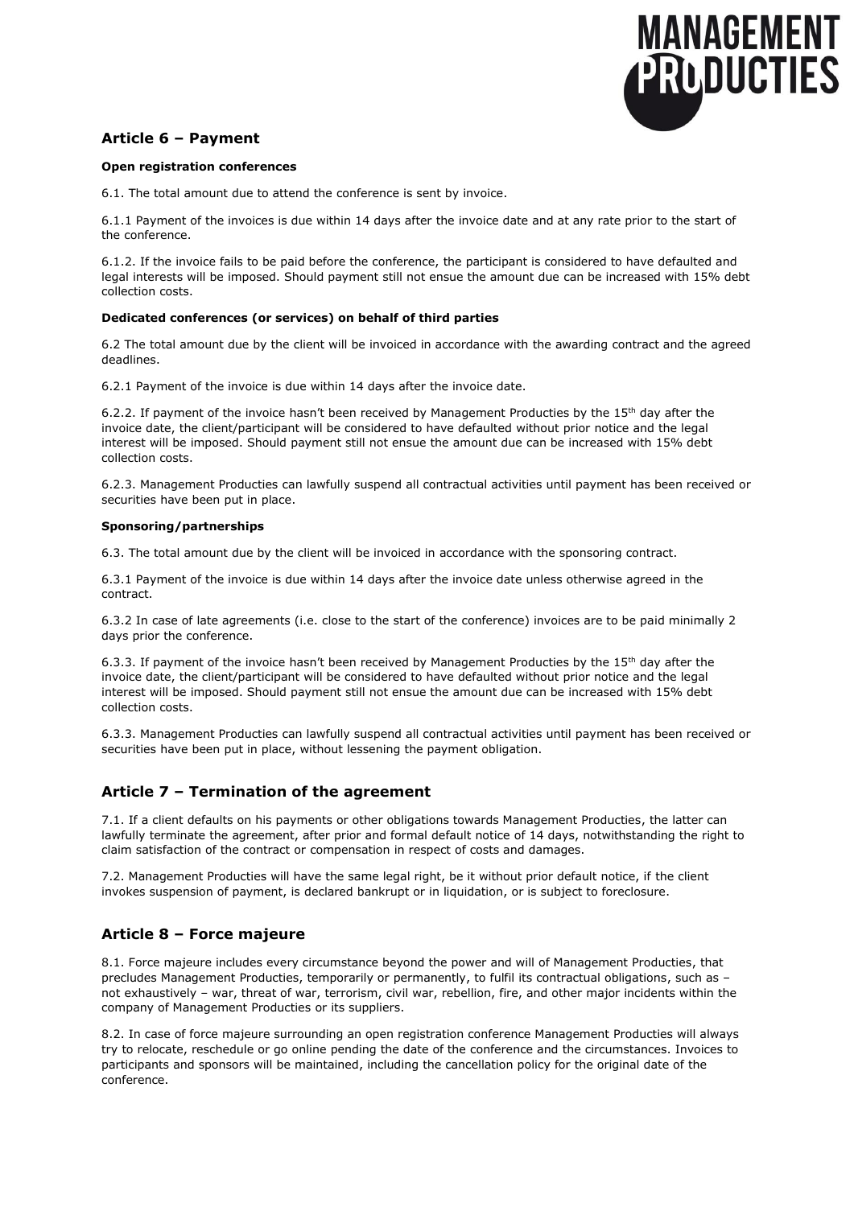## Article 6 – Payment

**Open registration conferences**

6.1. The total amount due to attend the conference is sent by invoice.

6.1.1 Payment of the invoices is due within 14 days after the invoice date and at any rate prior to the start of the conference.

6.1.2. If the invoice fails to be paid before the conference, the participant is considered to have defaulted and legal interests will be imposed. Should payment still not ensue the amount due can be increased with 15% debt collection costs.

**Dedicated conferences (or services) on behalf of third parties**

6.2 The total amount due by the client will be invoiced in accordance with the awarding contract and the agreed deadlines.

6.2.1 Payment of the invoice is due within 14 days after the invoice date.

6.2.2. If payment of the invoice hasn't been received by Management Producties by the 15th day after the invoice date, the client/participant will be considered to have defaulted without prior notice and the legal interest will be imposed. Should payment still not ensue the amount due can be increased with 15% debt collection costs.

6.2.3. Management Producties can lawfully suspend all contractual activities until payment has been received or securities have been put in place.

**Sponsoring/partnerships**

6.3. The total amount due by the client will be invoiced in accordance with the sponsoring contract.

6.3.1 Payment of the invoice is due within 14 days after the invoice date unless otherwise agreed in the contract.

6.3.2 In case of late agreements (i.e. close to the start of the conference) invoices are to be paid minimally 2 days prior the conference.

6.3.3. If payment of the invoice hasn't been received by Management Producties by the 15th day after the invoice date, the client/participant will be considered to have defaulted without prior notice and the legal interest will be imposed. Should payment still not ensue the amount due can be increased with 15% debt collection costs.

6.3.3. Management Producties can lawfully suspend all contractual activities until payment has been received or securities have been put in place, without lessening the payment obligation.

## Article 7 – Termination of the agreement

7.1. If a client defaults on his payments or other obligations towards Management Producties, the latter can lawfully terminate the agreement, after prior and formal default notice of 14 days, notwithstanding the right to claim satisfaction of the contract or compensation in respect of costs and damages.

7.2. Management Producties will have the same legal right, be it without prior default notice, if the client invokes suspension of payment, is declared bankrupt or in liquidation, or is subject to foreclosure.

## Article 8 – Force majeure

8.1. Force majeure includes every circumstance beyond the power and will of Management Producties, that precludes Management Producties, temporarily or permanently, to fulfil its contractual obligations, such as – not exhaustively – war, threat of war, terrorism, civil war, rebellion, fire, and other major incidents within the company of Management Producties or its suppliers.

8.2. In case of force majeure surrounding an open registration conference Management Producties will always try to relocate, reschedule or go online pending the date of the conference and the circumstances. Invoices to participants and sponsors will be maintained, including the cancellation policy for the original date of the conference.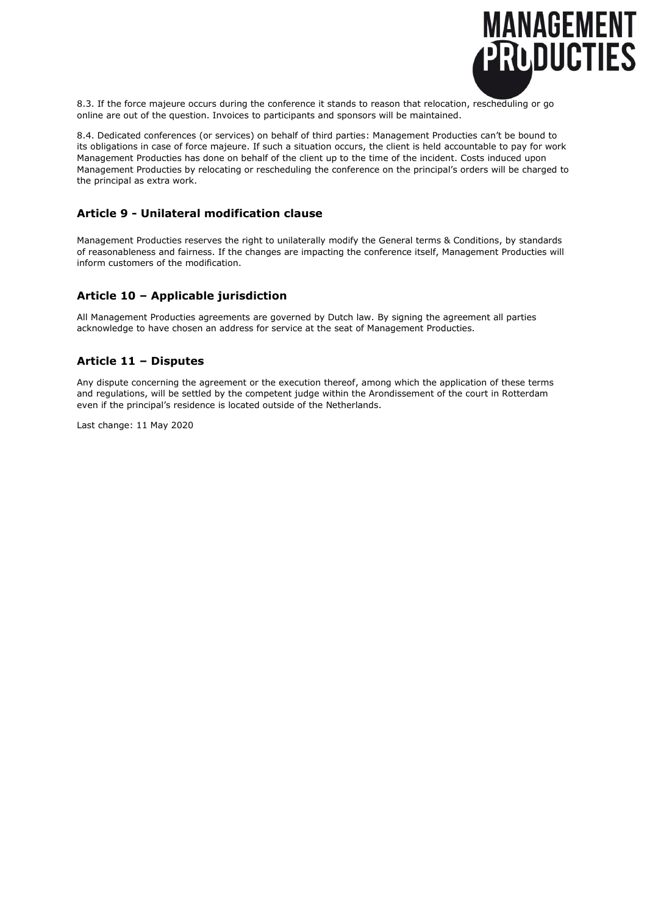8.3. If the force majeure occurs during the conference it stands to reason that relocation, rescheduling or go online are out of the question. Invoices to participants and sponsors will be maintained.

8.4. Dedicated conferences (or services) on behalf of third parties: Management Producties can't be bound to its obligations in case of force majeure. If such a situation occurs, the client is held accountable to pay for work Management Producties has done on behalf of the client up to the time of the incident. Costs induced upon Management Producties by relocating or rescheduling the conference on the principal's orders will be charged to the principal as extra work.

## Article 9 - Unilateral modification clause

Management Producties reserves the right to unilaterally modify the General terms & Conditions, by standards of reasonableness and fairness. If the changes are impacting the conference itself, Management Producties will inform customers of the modification.

## Article 10 – Applicable jurisdiction

All Management Producties agreements are governed by Dutch law. By signing the agreement all parties acknowledge to have chosen an address for service at the seat of Management Producties.

## Article 11 – Disputes

Any dispute concerning the agreement or the execution thereof, among which the application of these terms and regulations, will be settled by the competent judge within the Arondissement of the court in Rotterdam even if the principal's residence is located outside of the Netherlands.

Last change: 11 May 2020